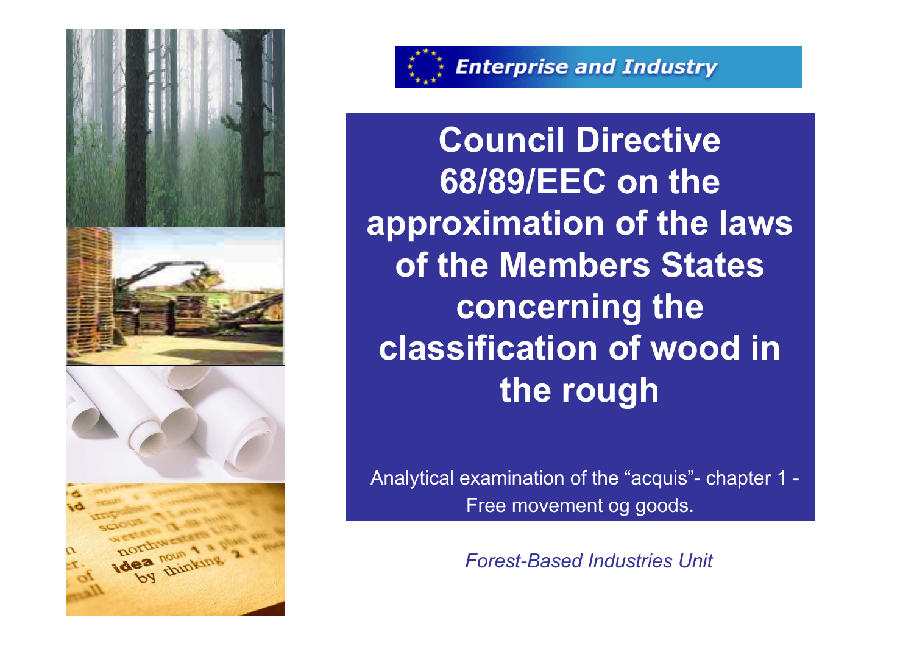Enterprise and Industry

# Council Directive 68/89/EEC on the approximation of the laws of the Members States concerning the classification of wood in the rough

Analytical examination of the “acquis”- chapter 1 - Free movement og goods.

*Forest-Based Industries Unit*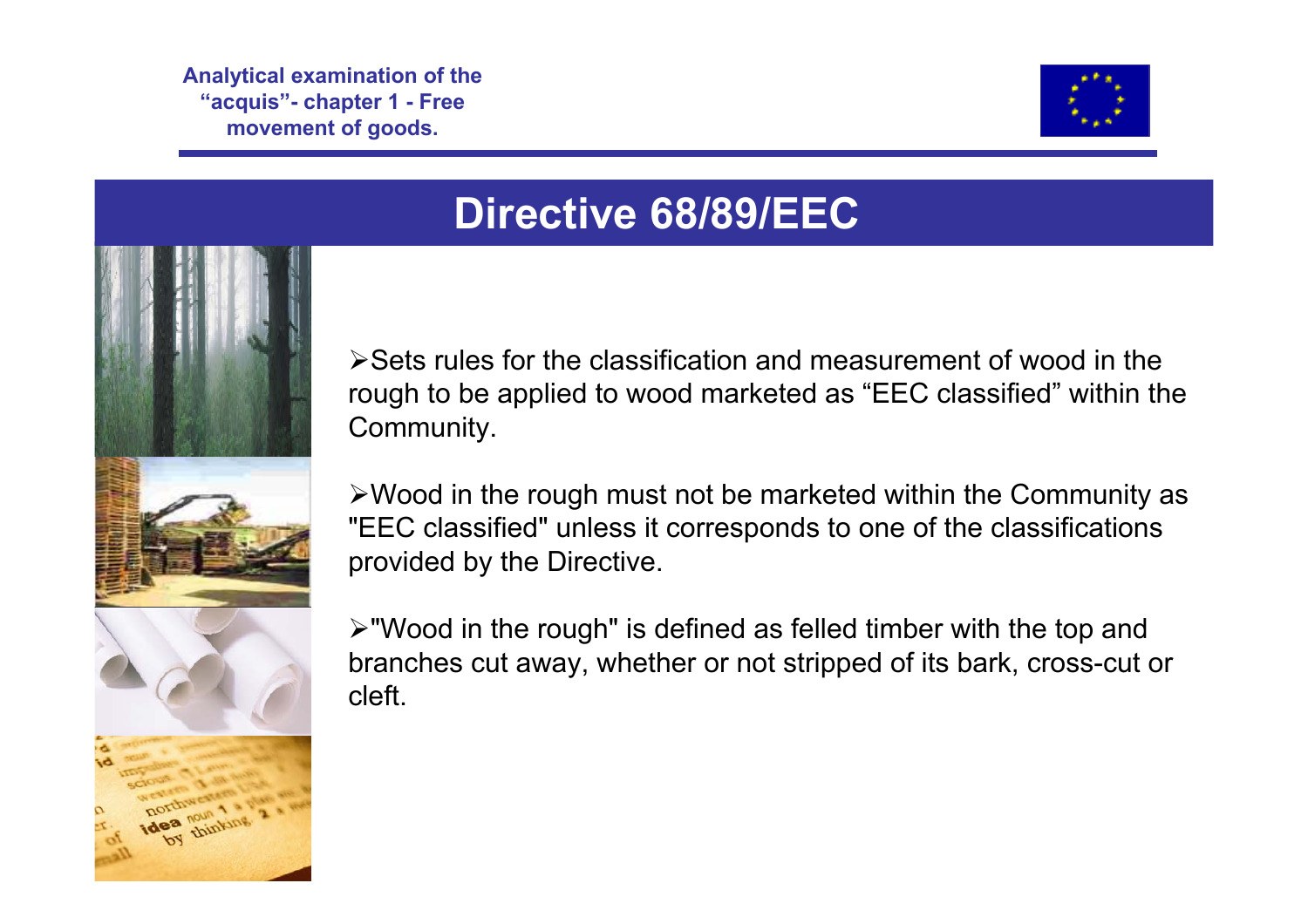# Directive 68/89/EEC

- Sets rules for the classification and measurement of wood in the rough to be applied to wood marketed as “EEC classified” within the Community.

- Wood in the rough must not be marketed within the Community as "EEC classified" unless it corresponds to one of the classifications provided by the Directive.

- "Wood in the rough" is defined as felled timber with the top and branches cut away, whether or not stripped of its bark, cross-cut or cleft.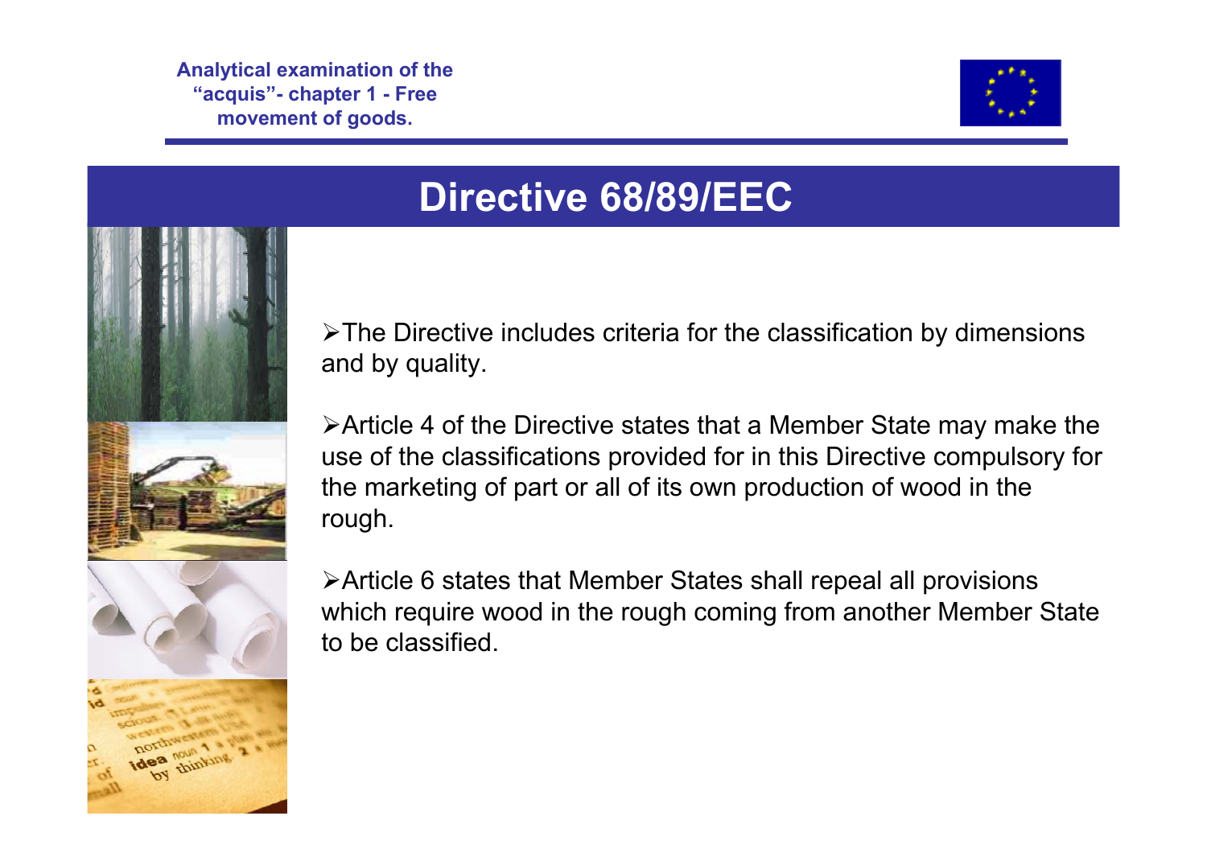# Directive 68/89/EEC

- The Directive includes criteria for the classification by dimensions and by quality.

- Article 4 of the Directive states that a Member State may make the use of the classifications provided for in this Directive compulsory for the marketing of part or all of its own production of wood in the rough.

- Article 6 states that Member States shall repeal all provisions which require wood in the rough coming from another Member State to be classified.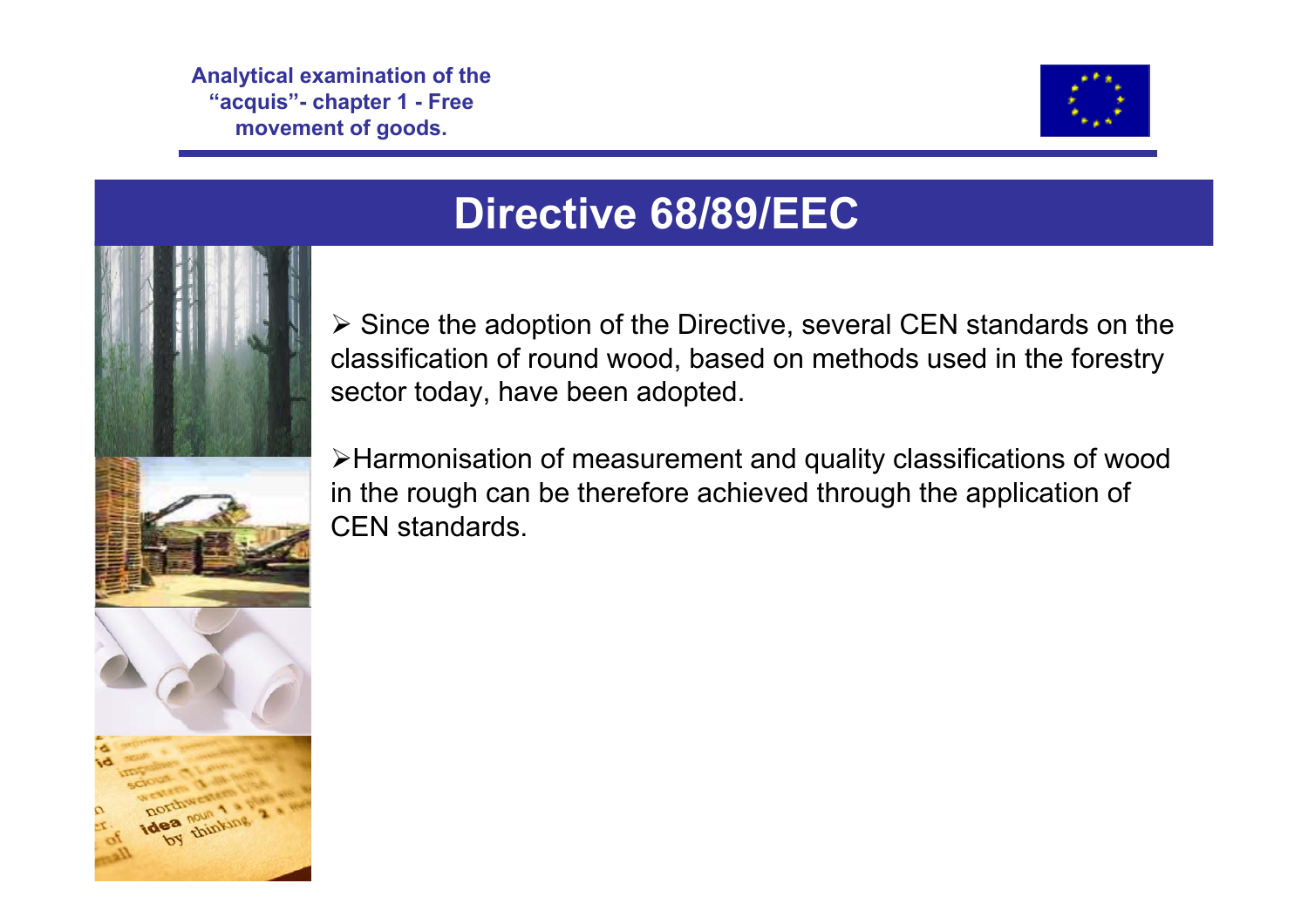# Directive 68/89/EEC

- Since the adoption of the Directive, several CEN standards on the classification of round wood, based on methods used in the forestry sector today, have been adopted.

- Harmonisation of measurement and quality classifications of wood in the rough can be therefore achieved through the application of CEN standards.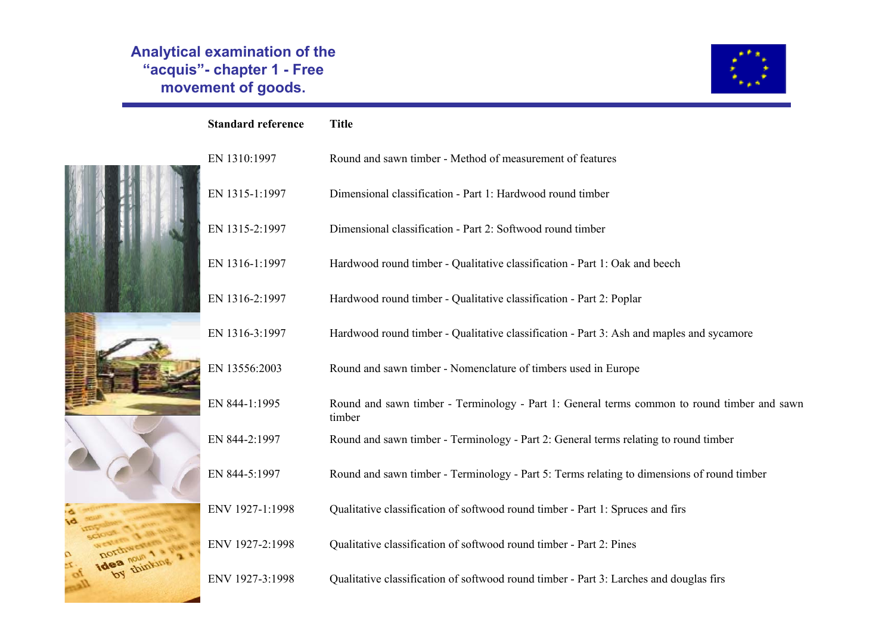## Analytical examination of the "acquis"- chapter 1 - Free movement of goods.

| Standard reference | Title |
|---|---|
| EN 1310:1997 | Round and sawn timber - Method of measurement of features |
| EN 1315-1:1997 | Dimensional classification - Part 1: Hardwood round timber |
| EN 1315-2:1997 | Dimensional classification - Part 2: Softwood round timber |
| EN 1316-1:1997 | Hardwood round timber - Qualitative classification - Part 1: Oak and beech |
| EN 1316-2:1997 | Hardwood round timber - Qualitative classification - Part 2: Poplar |
| EN 1316-3:1997 | Hardwood round timber - Qualitative classification - Part 3: Ash and maples and sycamore |
| EN 13556:2003 | Round and sawn timber - Nomenclature of timbers used in Europe |
| EN 844-1:1995 | Round and sawn timber - Terminology - Part 1: General terms common to round timber and sawn timber |
| EN 844-2:1997 | Round and sawn timber - Terminology - Part 2: General terms relating to round timber |
| EN 844-5:1997 | Round and sawn timber - Terminology - Part 5: Terms relating to dimensions of round timber |
| ENV 1927-1:1998 | Qualitative classification of softwood round timber - Part 1: Spruces and firs |
| ENV 1927-2:1998 | Qualitative classification of softwood round timber - Part 2: Pines |
| ENV 1927-3:1998 | Qualitative classification of softwood round timber - Part 3: Larches and douglas firs |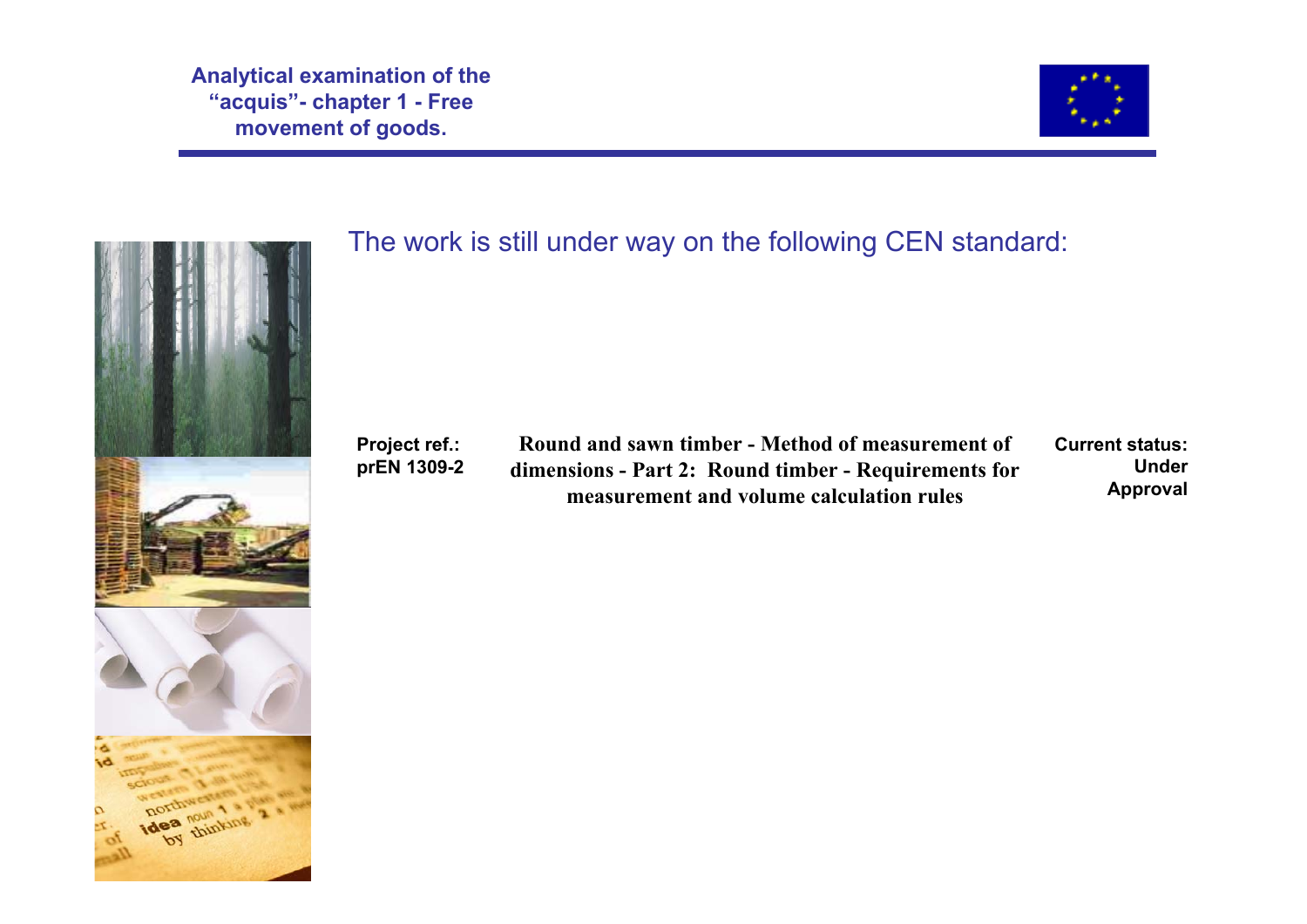The work is still under way on the following CEN standard:

| Project ref.: | | Current status: |
| --- | --- | --- |
| prEN 1309-2 | Round and sawn timber - Method of measurement of dimensions - Part 2: Round timber - Requirements for measurement and volume calculation rules | Under Approval |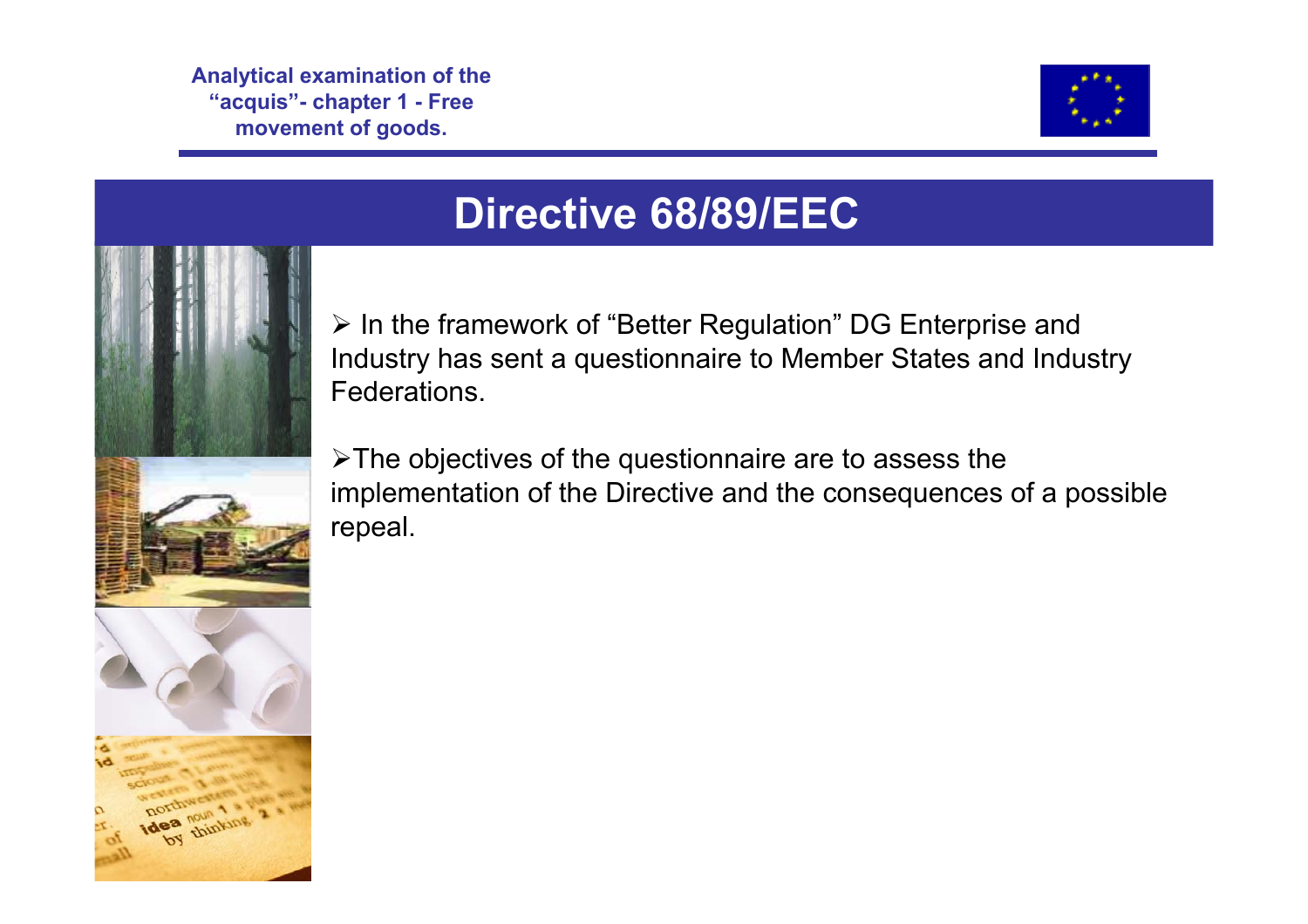# Directive 68/89/EEC

- In the framework of “Better Regulation” DG Enterprise and Industry has sent a questionnaire to Member States and Industry Federations.

- The objectives of the questionnaire are to assess the implementation of the Directive and the consequences of a possible repeal.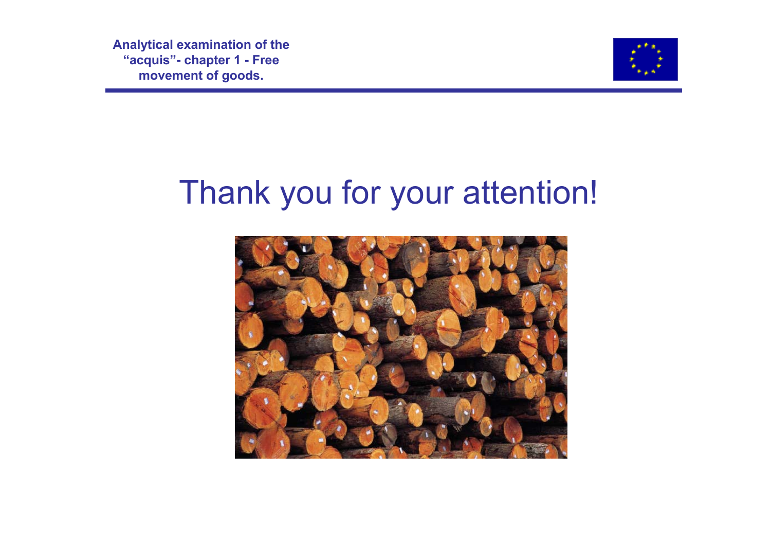# Thank you for your attention!